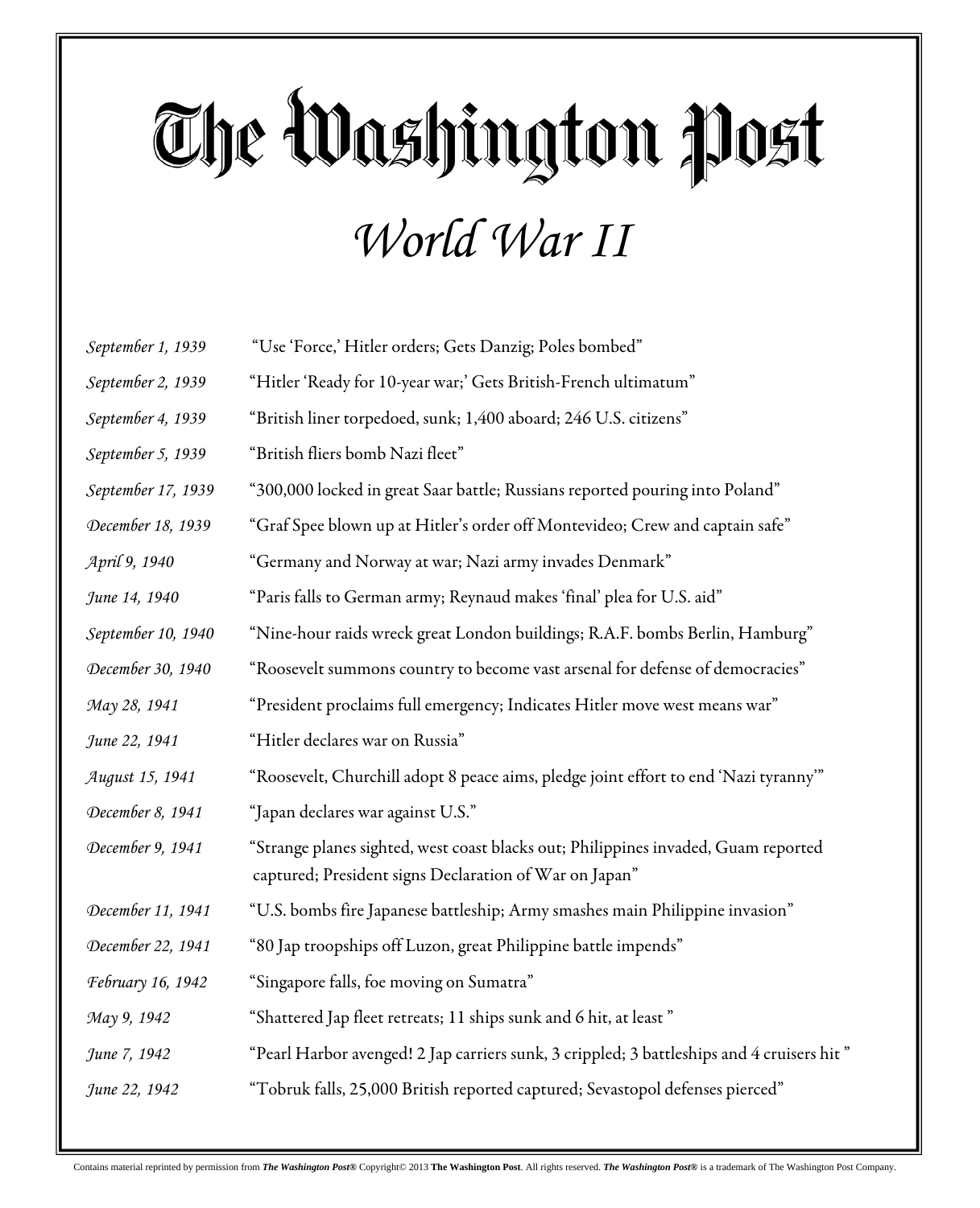# The Washington Post

## *World War II*

| | |
|---|---|
| *September 1, 1939* | "Use 'Force,' Hitler orders; Gets Danzig; Poles bombed" |
| *September 2, 1939* | "Hitler 'Ready for 10-year war;' Gets British-French ultimatum" |
| *September 4, 1939* | "British liner torpedoed, sunk; 1,400 aboard; 246 U.S. citizens" |
| *September 5, 1939* | "British fliers bomb Nazi fleet" |
| *September 17, 1939* | "300,000 locked in great Saar battle; Russians reported pouring into Poland" |
| *December 18, 1939* | "Graf Spee blown up at Hitler's order off Montevideo; Crew and captain safe" |
| *April 9, 1940* | "Germany and Norway at war; Nazi army invades Denmark" |
| *June 14, 1940* | "Paris falls to German army; Reynaud makes 'final' plea for U.S. aid" |
| *September 10, 1940* | "Nine-hour raids wreck great London buildings; R.A.F. bombs Berlin, Hamburg" |
| *December 30, 1940* | "Roosevelt summons country to become vast arsenal for defense of democracies" |
| *May 28, 1941* | "President proclaims full emergency; Indicates Hitler move west means war" |
| *June 22, 1941* | "Hitler declares war on Russia" |
| *August 15, 1941* | "Roosevelt, Churchill adopt 8 peace aims, pledge joint effort to end 'Nazi tyranny'" |
| *December 8, 1941* | "Japan declares war against U.S." |
| *December 9, 1941* | "Strange planes sighted, west coast blacks out; Philippines invaded, Guam reported captured; President signs Declaration of War on Japan" |
| *December 11, 1941* | "U.S. bombs fire Japanese battleship; Army smashes main Philippine invasion" |
| *December 22, 1941* | "80 Jap troopships off Luzon, great Philippine battle impends" |
| *February 16, 1942* | "Singapore falls, foe moving on Sumatra" |
| *May 9, 1942* | "Shattered Jap fleet retreats; 11 ships sunk and 6 hit, at least " |
| *June 7, 1942* | "Pearl Harbor avenged! 2 Jap carriers sunk, 3 crippled; 3 battleships and 4 cruisers hit " |
| *June 22, 1942* | "Tobruk falls, 25,000 British reported captured; Sevastopol defenses pierced" |

Contains material reprinted by permission from ***The Washington Post®*** Copyright© 2013 **The Washington Post**. All rights reserved. ***The Washington Post®*** is a trademark of The Washington Post Company.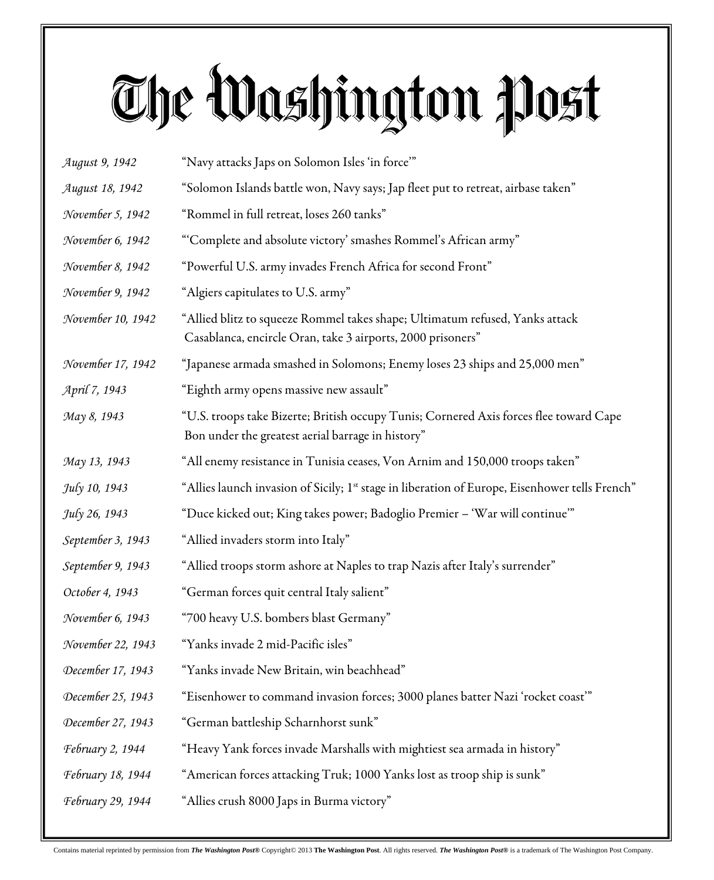# The Washington Post

| | |
|---|---|
| *August 9, 1942* | "Navy attacks Japs on Solomon Isles 'in force'" |
| *August 18, 1942* | "Solomon Islands battle won, Navy says; Jap fleet put to retreat, airbase taken" |
| *November 5, 1942* | "Rommel in full retreat, loses 260 tanks" |
| *November 6, 1942* | "'Complete and absolute victory' smashes Rommel's African army" |
| *November 8, 1942* | "Powerful U.S. army invades French Africa for second Front" |
| *November 9, 1942* | "Algiers capitulates to U.S. army" |
| *November 10, 1942* | "Allied blitz to squeeze Rommel takes shape; Ultimatum refused, Yanks attack Casablanca, encircle Oran, take 3 airports, 2000 prisoners" |
| *November 17, 1942* | "Japanese armada smashed in Solomons; Enemy loses 23 ships and 25,000 men" |
| *April 7, 1943* | "Eighth army opens massive new assault" |
| *May 8, 1943* | "U.S. troops take Bizerte; British occupy Tunis; Cornered Axis forces flee toward Cape Bon under the greatest aerial barrage in history" |
| *May 13, 1943* | "All enemy resistance in Tunisia ceases, Von Arnim and 150,000 troops taken" |
| *July 10, 1943* | "Allies launch invasion of Sicily; 1st stage in liberation of Europe, Eisenhower tells French" |
| *July 26, 1943* | "Duce kicked out; King takes power; Badoglio Premier – 'War will continue'" |
| *September 3, 1943* | "Allied invaders storm into Italy" |
| *September 9, 1943* | "Allied troops storm ashore at Naples to trap Nazis after Italy's surrender" |
| *October 4, 1943* | "German forces quit central Italy salient" |
| *November 6, 1943* | "700 heavy U.S. bombers blast Germany" |
| *November 22, 1943* | "Yanks invade 2 mid-Pacific isles" |
| *December 17, 1943* | "Yanks invade New Britain, win beachhead" |
| *December 25, 1943* | "Eisenhower to command invasion forces; 3000 planes batter Nazi 'rocket coast'" |
| *December 27, 1943* | "German battleship Scharnhorst sunk" |
| *February 2, 1944* | "Heavy Yank forces invade Marshalls with mightiest sea armada in history" |
| *February 18, 1944* | "American forces attacking Truk; 1000 Yanks lost as troop ship is sunk" |
| *February 29, 1944* | "Allies crush 8000 Japs in Burma victory" |

Contains material reprinted by permission from ***The Washington Post®*** Copyright© 2013 **The Washington Post**. All rights reserved. ***The Washington Post®*** is a trademark of The Washington Post Company.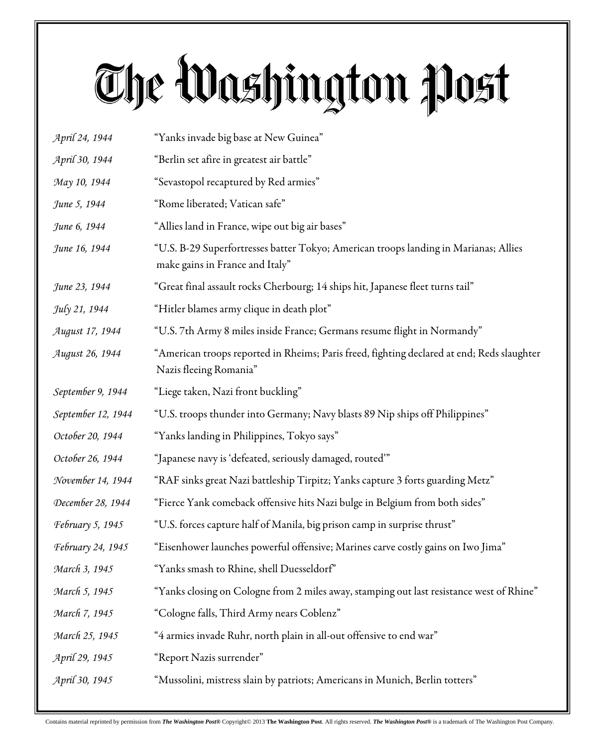# The Washington Post

| | |
|---|---|
| *April 24, 1944* | "Yanks invade big base at New Guinea" |
| *April 30, 1944* | "Berlin set afire in greatest air battle" |
| *May 10, 1944* | "Sevastopol recaptured by Red armies" |
| *June 5, 1944* | "Rome liberated; Vatican safe" |
| *June 6, 1944* | "Allies land in France, wipe out big air bases" |
| *June 16, 1944* | "U.S. B-29 Superfortresses batter Tokyo; American troops landing in Marianas; Allies make gains in France and Italy" |
| *June 23, 1944* | "Great final assault rocks Cherbourg; 14 ships hit, Japanese fleet turns tail" |
| *July 21, 1944* | "Hitler blames army clique in death plot" |
| *August 17, 1944* | "U.S. 7th Army 8 miles inside France; Germans resume flight in Normandy" |
| *August 26, 1944* | "American troops reported in Rheims; Paris freed, fighting declared at end; Reds slaughter Nazis fleeing Romania" |
| *September 9, 1944* | "Liege taken, Nazi front buckling" |
| *September 12, 1944* | "U.S. troops thunder into Germany; Navy blasts 89 Nip ships off Philippines" |
| *October 20, 1944* | "Yanks landing in Philippines, Tokyo says" |
| *October 26, 1944* | "Japanese navy is 'defeated, seriously damaged, routed'" |
| *November 14, 1944* | "RAF sinks great Nazi battleship Tirpitz; Yanks capture 3 forts guarding Metz" |
| *December 28, 1944* | "Fierce Yank comeback offensive hits Nazi bulge in Belgium from both sides" |
| *February 5, 1945* | "U.S. forces capture half of Manila, big prison camp in surprise thrust" |
| *February 24, 1945* | "Eisenhower launches powerful offensive; Marines carve costly gains on Iwo Jima" |
| *March 3, 1945* | "Yanks smash to Rhine, shell Duesseldorf" |
| *March 5, 1945* | "Yanks closing on Cologne from 2 miles away, stamping out last resistance west of Rhine" |
| *March 7, 1945* | "Cologne falls, Third Army nears Coblenz" |
| *March 25, 1945* | "4 armies invade Ruhr, north plain in all-out offensive to end war" |
| *April 29, 1945* | "Report Nazis surrender" |
| *April 30, 1945* | "Mussolini, mistress slain by patriots; Americans in Munich, Berlin totters" |

Contains material reprinted by permission from ***The Washington Post®*** Copyright© 2013 **The Washington Post**. All rights reserved. ***The Washington Post®*** is a trademark of The Washington Post Company.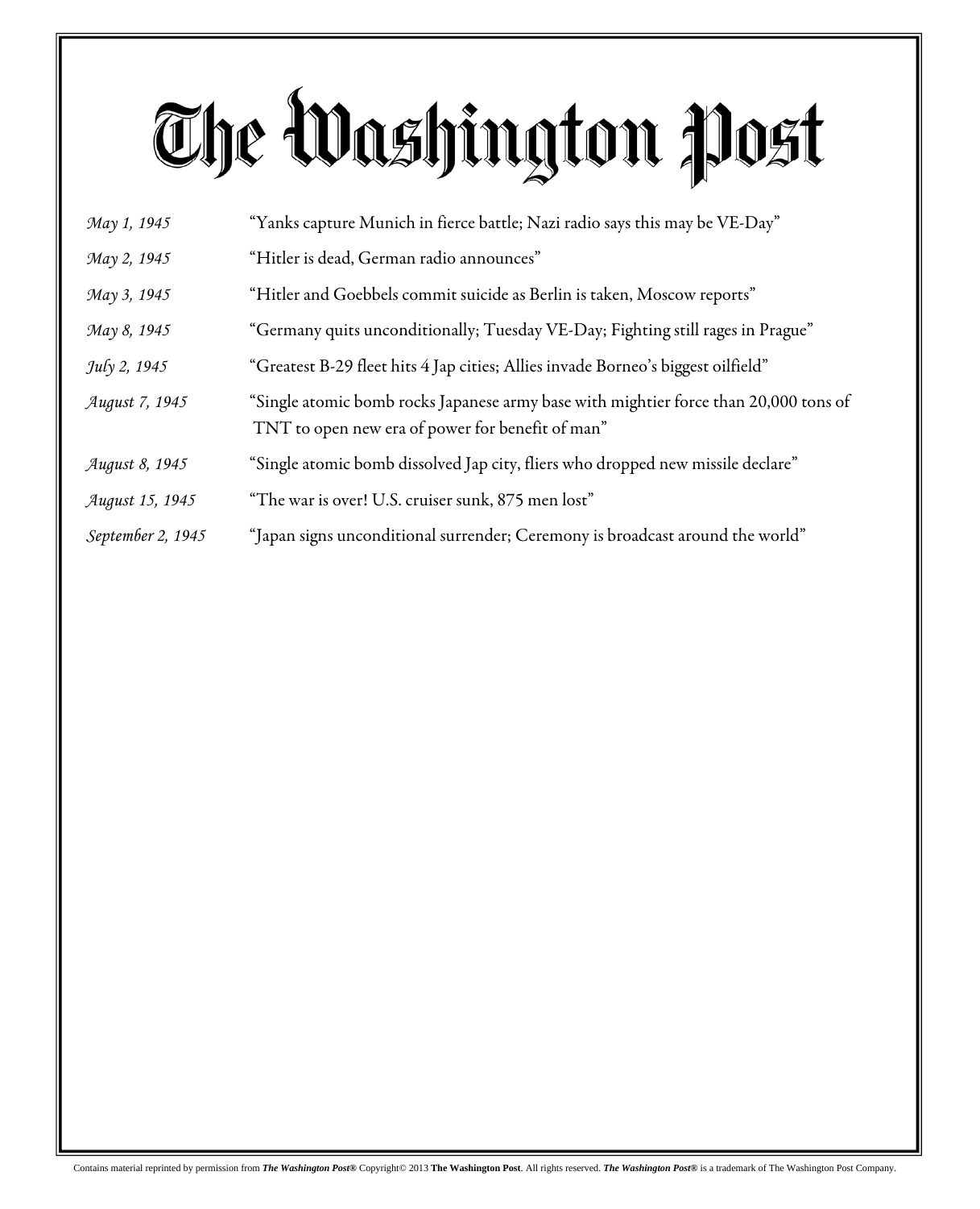# The Washington Post

| | |
|---|---|
| *May 1, 1945* | "Yanks capture Munich in fierce battle; Nazi radio says this may be VE-Day" |
| *May 2, 1945* | "Hitler is dead, German radio announces" |
| *May 3, 1945* | "Hitler and Goebbels commit suicide as Berlin is taken, Moscow reports" |
| *May 8, 1945* | "Germany quits unconditionally; Tuesday VE-Day; Fighting still rages in Prague" |
| *July 2, 1945* | "Greatest B-29 fleet hits 4 Jap cities; Allies invade Borneo's biggest oilfield" |
| *August 7, 1945* | "Single atomic bomb rocks Japanese army base with mightier force than 20,000 tons of TNT to open new era of power for benefit of man" |
| *August 8, 1945* | "Single atomic bomb dissolved Jap city, fliers who dropped new missile declare" |
| *August 15, 1945* | "The war is over! U.S. cruiser sunk, 875 men lost" |
| *September 2, 1945* | "Japan signs unconditional surrender; Ceremony is broadcast around the world" |

Contains material reprinted by permission from ***The Washington Post®*** Copyright© 2013 **The Washington Post**. All rights reserved. ***The Washington Post®*** is a trademark of The Washington Post Company.